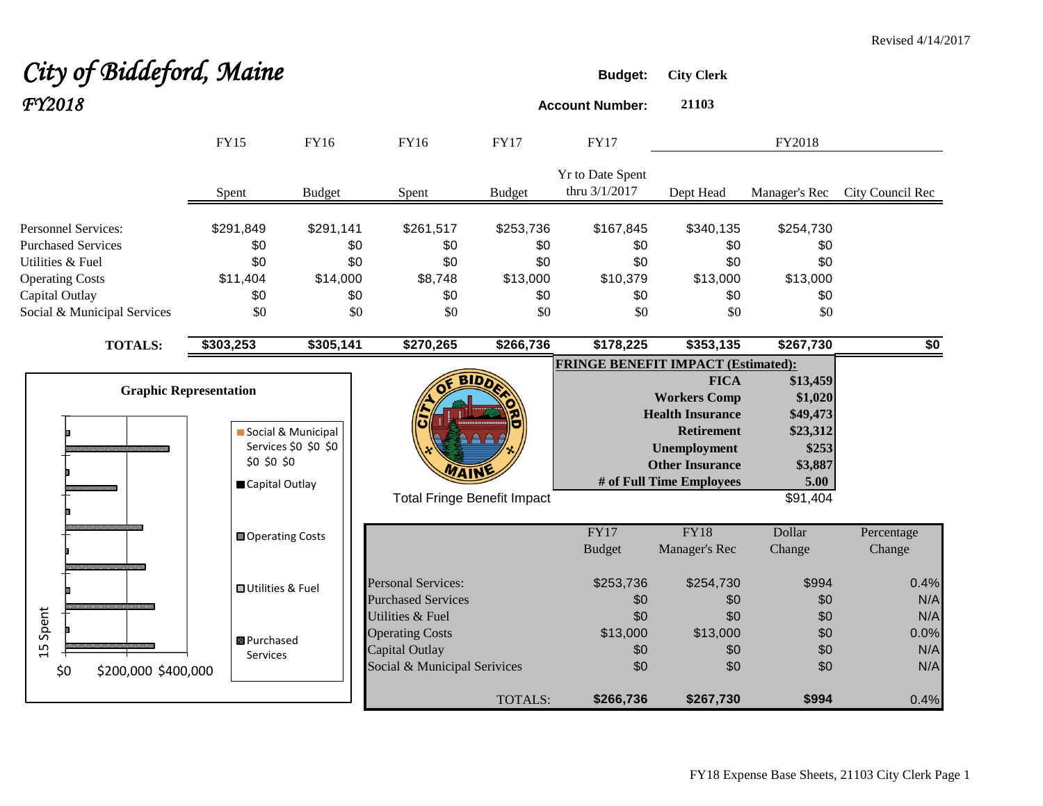Revised 4/14/2017

# City of Biddeford, Maine
## FY2018

**Budget:** City Clerk

**Account Number:** 21103

| | FY15 | FY16 | FY16 | FY17 | FY17 | FY2018 | | |
|---|---|---|---|---|---|---|---|---|
| | Spent | Budget | Spent | Budget | Yr to Date Spent thru 3/1/2017 | Dept Head | Manager's Rec | City Council Rec |
| Personnel Services: | $291,849 | $291,141 | $261,517 | $253,736 | $167,845 | $340,135 | $254,730 | |
| Purchased Services | $0 | $0 | $0 | $0 | $0 | $0 | $0 | |
| Utilities & Fuel | $0 | $0 | $0 | $0 | $0 | $0 | $0 | |
| Operating Costs | $11,404 | $14,000 | $8,748 | $13,000 | $10,379 | $13,000 | $13,000 | |
| Capital Outlay | $0 | $0 | $0 | $0 | $0 | $0 | $0 | |
| Social & Municipal Services | $0 | $0 | $0 | $0 | $0 | $0 | $0 | |
| **TOTALS:** | **$303,253** | **$305,141** | **$270,265** | **$266,736** | **$178,225** | **$353,135** | **$267,730** | **$0** |

**FRINGE BENEFIT IMPACT (Estimated):**

| | |
|---|---|
| **FICA** | **$13,459** |
| **Workers Comp** | **$1,020** |
| **Health Insurance** | **$49,473** |
| **Retirement** | **$23,312** |
| **Unemployment** | **$253** |
| **Other Insurance** | **$3,887** |
| **# of Full Time Employees** | **5.00** |
| Total Fringe Benefit Impact | $91,404 |

**Graphic Representation**

Legend: Social & Municipal Services $0 $0 $0 $0 $0 $0; Capital Outlay; Operating Costs; Utilities & Fuel; Purchased Services

Axis: 15 Spent; $0 $200,000 $400,000

| | FY17 Budget | FY18 Manager's Rec | Dollar Change | Percentage Change |
|---|---|---|---|---|
| Personal Services: | $253,736 | $254,730 | $994 | 0.4% |
| Purchased Services | $0 | $0 | $0 | N/A |
| Utilities & Fuel | $0 | $0 | $0 | N/A |
| Operating Costs | $13,000 | $13,000 | $0 | 0.0% |
| Capital Outlay | $0 | $0 | $0 | N/A |
| Social & Municipal Serivices | $0 | $0 | $0 | N/A |
| TOTALS: | **$266,736** | **$267,730** | **$994** | 0.4% |

FY18 Expense Base Sheets, 21103 City Clerk Page 1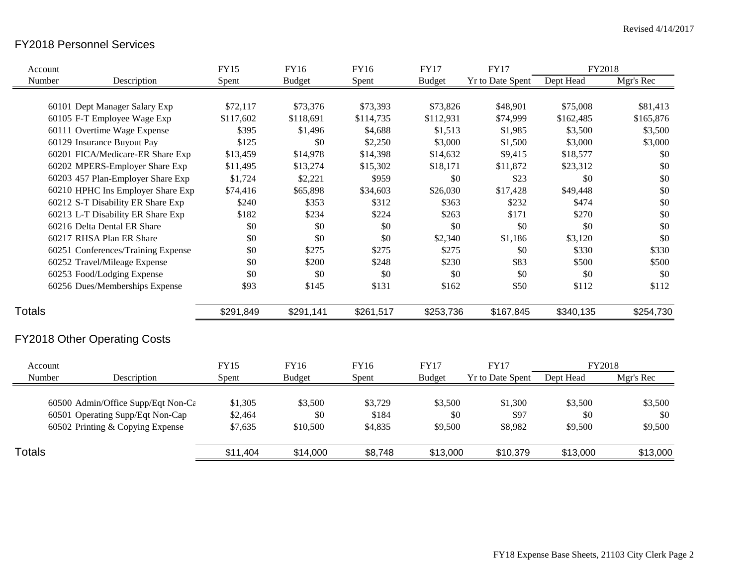Revised 4/14/2017

## FY2018 Personnel Services

| Account Number | Description | FY15 Spent | FY16 Budget | FY16 Spent | FY17 Budget | FY17 Yr to Date Spent | FY2018 Dept Head | FY2018 Mgr's Rec |
|---|---|---|---|---|---|---|---|---|
| 60101 | Dept Manager Salary Exp | $72,117 | $73,376 | $73,393 | $73,826 | $48,901 | $75,008 | $81,413 |
| 60105 | F-T Employee Wage Exp | $117,602 | $118,691 | $114,735 | $112,931 | $74,999 | $162,485 | $165,876 |
| 60111 | Overtime Wage Expense | $395 | $1,496 | $4,688 | $1,513 | $1,985 | $3,500 | $3,500 |
| 60129 | Insurance Buyout Pay | $125 | $0 | $2,250 | $3,000 | $1,500 | $3,000 | $3,000 |
| 60201 | FICA/Medicare-ER Share Exp | $13,459 | $14,978 | $14,398 | $14,632 | $9,415 | $18,577 | $0 |
| 60202 | MPERS-Employer Share Exp | $11,495 | $13,274 | $15,302 | $18,171 | $11,872 | $23,312 | $0 |
| 60203 | 457 Plan-Employer Share Exp | $1,724 | $2,221 | $959 | $0 | $23 | $0 | $0 |
| 60210 | HPHC Ins Employer Share Exp | $74,416 | $65,898 | $34,603 | $26,030 | $17,428 | $49,448 | $0 |
| 60212 | S-T Disability ER Share Exp | $240 | $353 | $312 | $363 | $232 | $474 | $0 |
| 60213 | L-T Disability ER Share Exp | $182 | $234 | $224 | $263 | $171 | $270 | $0 |
| 60216 | Delta Dental ER Share | $0 | $0 | $0 | $0 | $0 | $0 | $0 |
| 60217 | RHSA Plan ER Share | $0 | $0 | $0 | $2,340 | $1,186 | $3,120 | $0 |
| 60251 | Conferences/Training Expense | $0 | $275 | $275 | $275 | $0 | $330 | $330 |
| 60252 | Travel/Mileage Expense | $0 | $200 | $248 | $230 | $83 | $500 | $500 |
| 60253 | Food/Lodging Expense | $0 | $0 | $0 | $0 | $0 | $0 | $0 |
| 60256 | Dues/Memberships Expense | $93 | $145 | $131 | $162 | $50 | $112 | $112 |
| **Totals** | | $291,849 | $291,141 | $261,517 | $253,736 | $167,845 | $340,135 | $254,730 |

## FY2018 Other Operating Costs

| Account Number | Description | FY15 Spent | FY16 Budget | FY16 Spent | FY17 Budget | FY17 Yr to Date Spent | FY2018 Dept Head | FY2018 Mgr's Rec |
|---|---|---|---|---|---|---|---|---|
| 60500 | Admin/Office Supp/Eqt Non-Ca | $1,305 | $3,500 | $3,729 | $3,500 | $1,300 | $3,500 | $3,500 |
| 60501 | Operating Supp/Eqt Non-Cap | $2,464 | $0 | $184 | $0 | $97 | $0 | $0 |
| 60502 | Printing & Copying Expense | $7,635 | $10,500 | $4,835 | $9,500 | $8,982 | $9,500 | $9,500 |
| **Totals** | | $11,404 | $14,000 | $8,748 | $13,000 | $10,379 | $13,000 | $13,000 |

FY18 Expense Base Sheets, 21103 City Clerk Page 2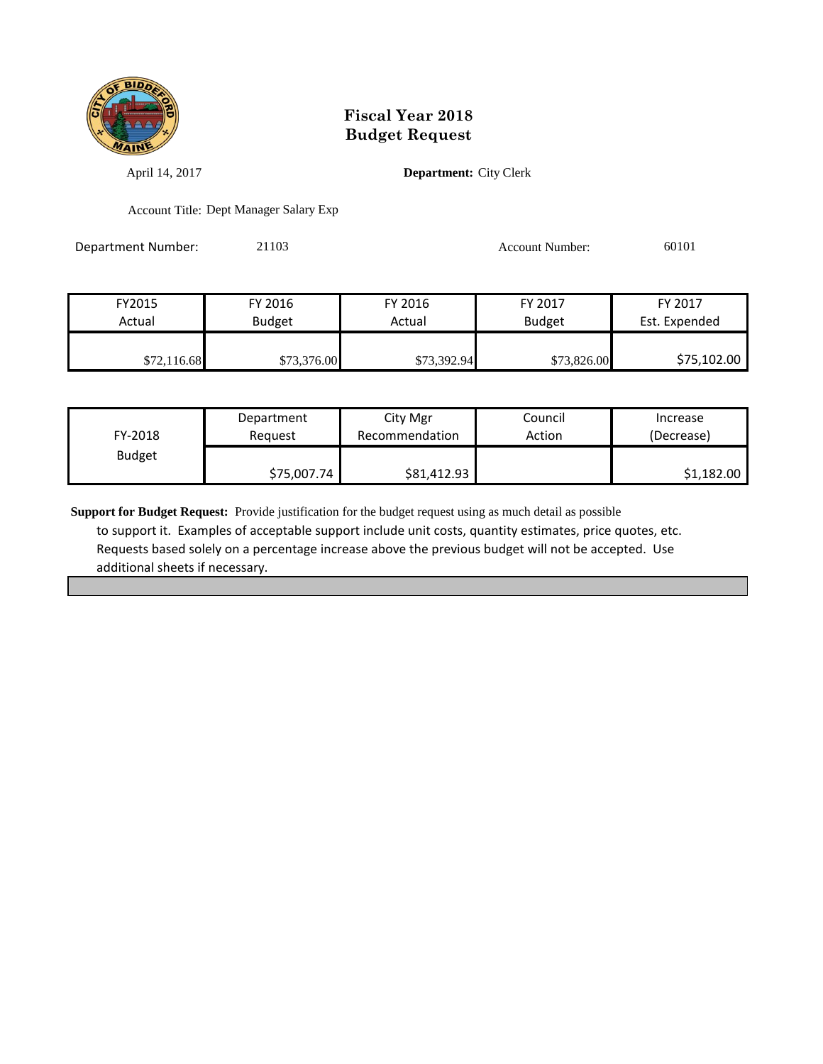# Fiscal Year 2018
# Budget Request

April 14, 2017

**Department:** City Clerk

Account Title: Dept Manager Salary Exp

Department Number: 21103

Account Number: 60101

| FY2015 Actual | FY 2016 Budget | FY 2016 Actual | FY 2017 Budget | FY 2017 Est. Expended |
|---|---|---|---|---|
| $72,116.68 | $73,376.00 | $73,392.94 | $73,826.00 | $75,102.00 |

| FY-2018 Budget | Department Request | City Mgr Recommendation | Council Action | Increase (Decrease) |
|---|---|---|---|---|
| | $75,007.74 | $81,412.93 | | $1,182.00 |

**Support for Budget Request:** Provide justification for the budget request using as much detail as possible to support it. Examples of acceptable support include unit costs, quantity estimates, price quotes, etc. Requests based solely on a percentage increase above the previous budget will not be accepted. Use additional sheets if necessary.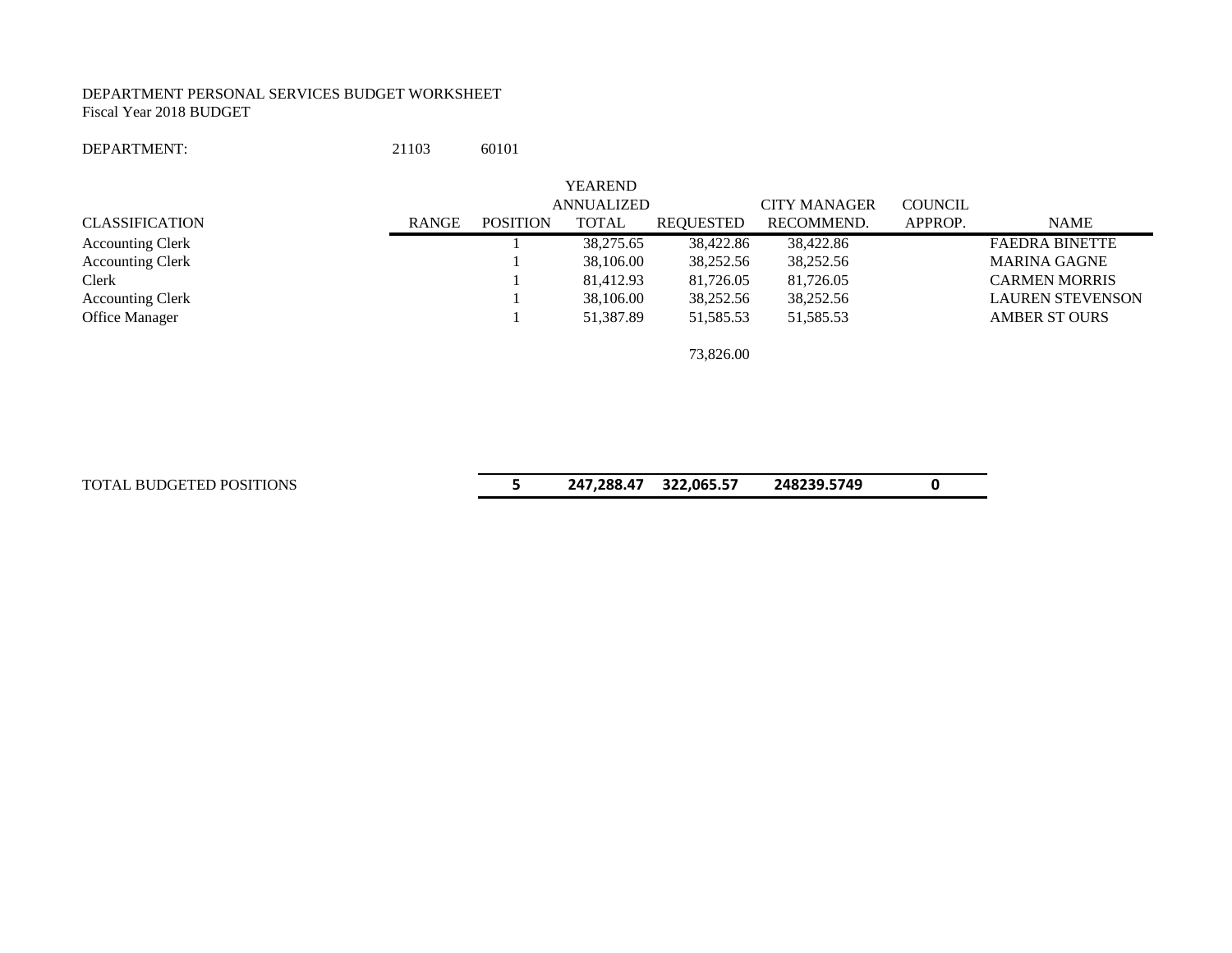DEPARTMENT PERSONAL SERVICES BUDGET WORKSHEET
Fiscal Year 2018 BUDGET

DEPARTMENT: 21103 60101

| CLASSIFICATION | RANGE | POSITION | YEAREND ANNUALIZED TOTAL | REQUESTED | CITY MANAGER RECOMMEND. | COUNCIL APPROP. | NAME |
|---|---|---|---|---|---|---|---|
| Accounting Clerk | | 1 | 38,275.65 | 38,422.86 | 38,422.86 | | FAEDRA BINETTE |
| Accounting Clerk | | 1 | 38,106.00 | 38,252.56 | 38,252.56 | | MARINA GAGNE |
| Clerk | | 1 | 81,412.93 | 81,726.05 | 81,726.05 | | CARMEN MORRIS |
| Accounting Clerk | | 1 | 38,106.00 | 38,252.56 | 38,252.56 | | LAUREN STEVENSON |
| Office Manager | | 1 | 51,387.89 | 51,585.53 | 51,585.53 | | AMBER ST OURS |
| | | | | 73,826.00 | | | |
| **TOTAL BUDGETED POSITIONS** | | **5** | **247,288.47** | **322,065.57** | **248239.5749** | **0** | |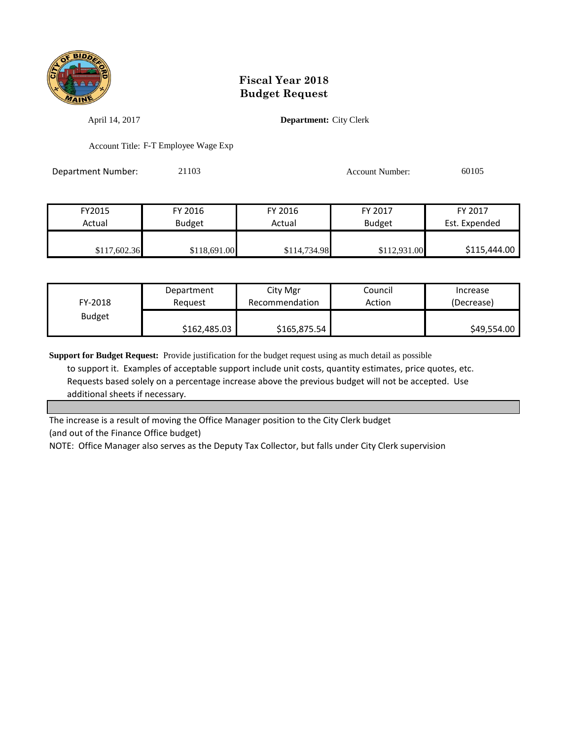# Fiscal Year 2018
# Budget Request

April 14, 2017

**Department:** City Clerk

Account Title: F-T Employee Wage Exp

Department Number: 21103

Account Number: 60105

| FY2015 Actual | FY 2016 Budget | FY 2016 Actual | FY 2017 Budget | FY 2017 Est. Expended |
|---|---|---|---|---|
| $117,602.36 | $118,691.00 | $114,734.98 | $112,931.00 | $115,444.00 |

| FY-2018 Budget | Department Request | City Mgr Recommendation | Council Action | Increase (Decrease) |
|---|---|---|---|---|
| | $162,485.03 | $165,875.54 | | $49,554.00 |

**Support for Budget Request:** Provide justification for the budget request using as much detail as possible to support it. Examples of acceptable support include unit costs, quantity estimates, price quotes, etc. Requests based solely on a percentage increase above the previous budget will not be accepted. Use additional sheets if necessary.

The increase is a result of moving the Office Manager position to the City Clerk budget
(and out of the Finance Office budget)
NOTE: Office Manager also serves as the Deputy Tax Collector, but falls under City Clerk supervision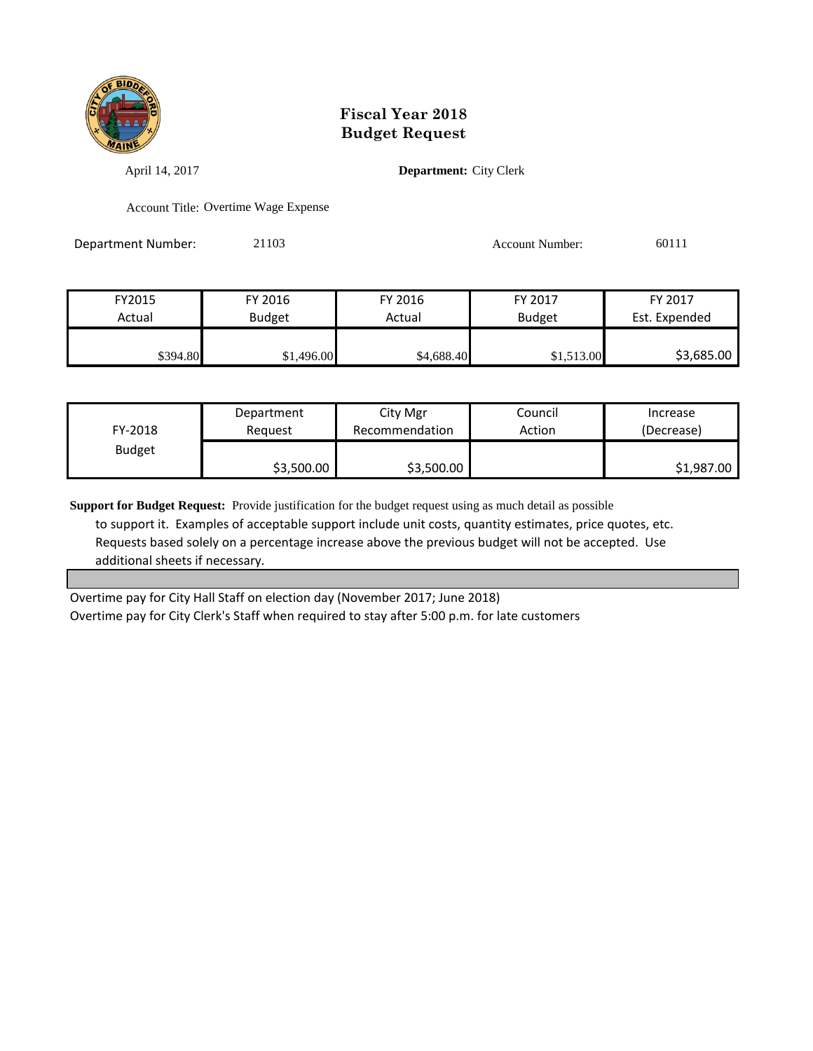# Fiscal Year 2018
# Budget Request

April 14, 2017

**Department:** City Clerk

Account Title: Overtime Wage Expense

Department Number: 21103

Account Number: 60111

| FY2015 Actual | FY 2016 Budget | FY 2016 Actual | FY 2017 Budget | FY 2017 Est. Expended |
|---|---|---|---|---|
| $394.80 | $1,496.00 | $4,688.40 | $1,513.00 | $3,685.00 |

| FY-2018 Budget | Department Request | City Mgr Recommendation | Council Action | Increase (Decrease) |
|---|---|---|---|---|
| | $3,500.00 | $3,500.00 | | $1,987.00 |

**Support for Budget Request:** Provide justification for the budget request using as much detail as possible to support it. Examples of acceptable support include unit costs, quantity estimates, price quotes, etc. Requests based solely on a percentage increase above the previous budget will not be accepted. Use additional sheets if necessary.

Overtime pay for City Hall Staff on election day (November 2017; June 2018)

Overtime pay for City Clerk's Staff when required to stay after 5:00 p.m. for late customers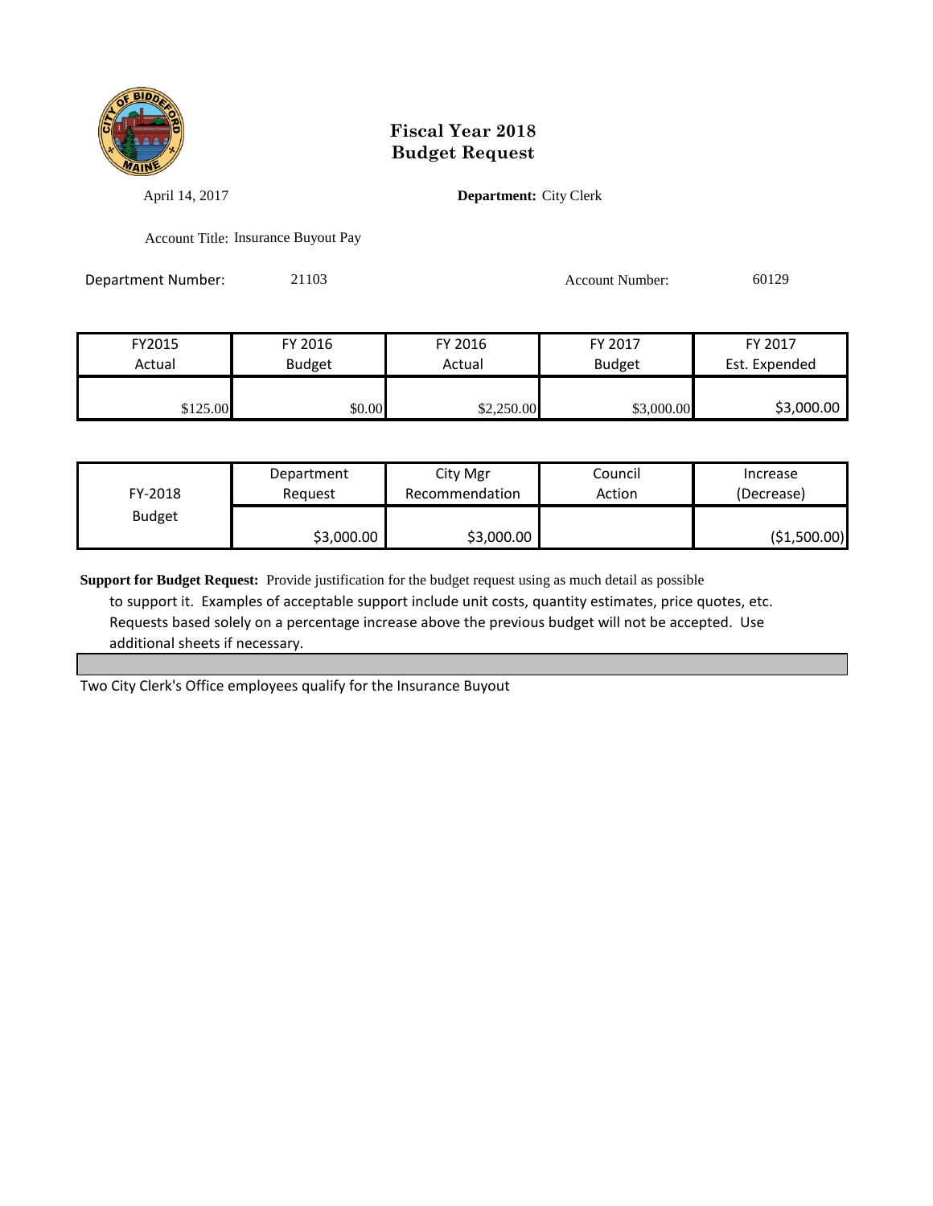# Fiscal Year 2018
# Budget Request

April 14, 2017

**Department:** City Clerk

Account Title: Insurance Buyout Pay

Department Number: 21103

Account Number: 60129

| FY2015 Actual | FY 2016 Budget | FY 2016 Actual | FY 2017 Budget | FY 2017 Est. Expended |
|---|---|---|---|---|
| $125.00 | $0.00 | $2,250.00 | $3,000.00 | $3,000.00 |

| FY-2018 Budget | Department Request | City Mgr Recommendation | Council Action | Increase (Decrease) |
|---|---|---|---|---|
| | $3,000.00 | $3,000.00 | | ($1,500.00) |

**Support for Budget Request:** Provide justification for the budget request using as much detail as possible to support it. Examples of acceptable support include unit costs, quantity estimates, price quotes, etc. Requests based solely on a percentage increase above the previous budget will not be accepted. Use additional sheets if necessary.

Two City Clerk's Office employees qualify for the Insurance Buyout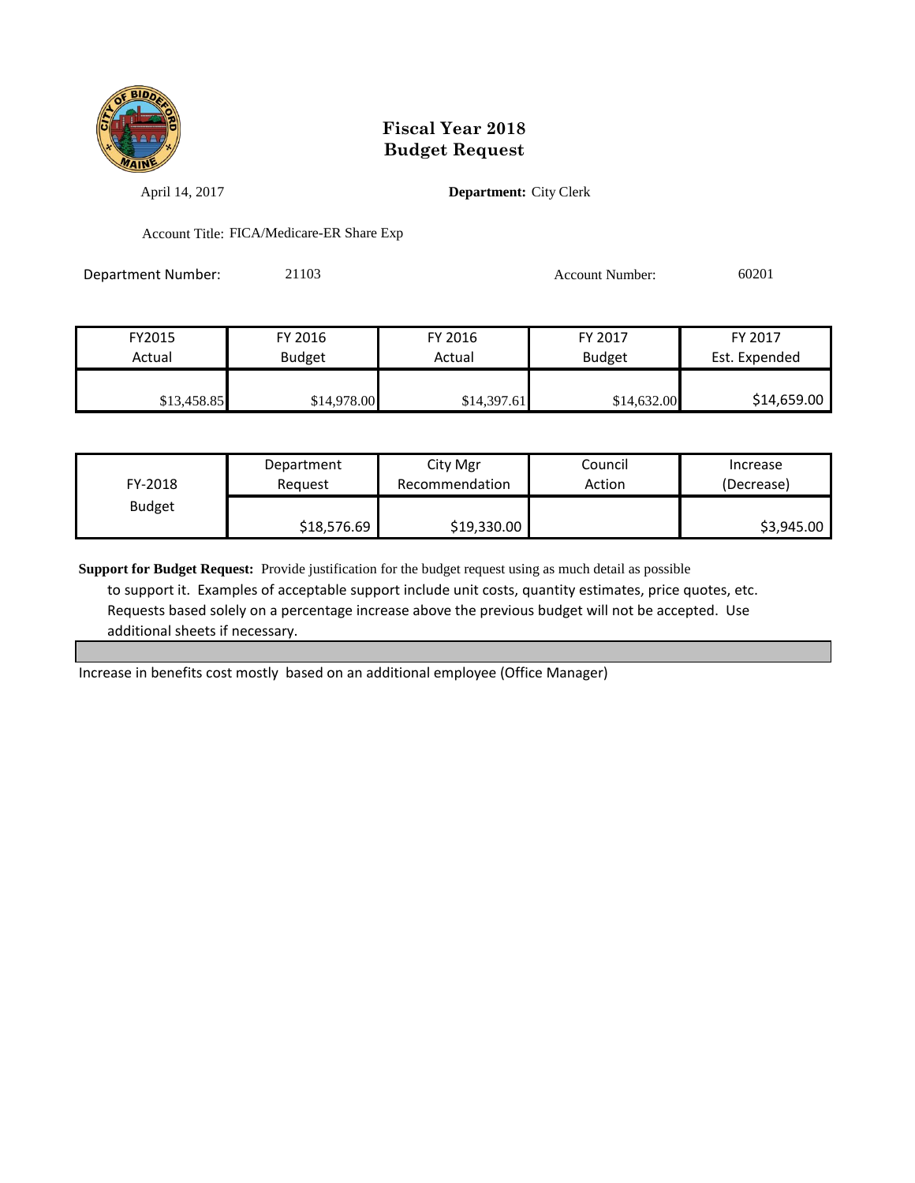# Fiscal Year 2018
# Budget Request

April 14, 2017

**Department:** City Clerk

Account Title: FICA/Medicare-ER Share Exp

Department Number: 21103

Account Number: 60201

| FY2015 Actual | FY 2016 Budget | FY 2016 Actual | FY 2017 Budget | FY 2017 Est. Expended |
|---|---|---|---|---|
| $13,458.85 | $14,978.00 | $14,397.61 | $14,632.00 | $14,659.00 |

| FY-2018 Budget | Department Request | City Mgr Recommendation | Council Action | Increase (Decrease) |
|---|---|---|---|---|
| | $18,576.69 | $19,330.00 | | $3,945.00 |

**Support for Budget Request:** Provide justification for the budget request using as much detail as possible to support it. Examples of acceptable support include unit costs, quantity estimates, price quotes, etc. Requests based solely on a percentage increase above the previous budget will not be accepted. Use additional sheets if necessary.

Increase in benefits cost mostly based on an additional employee (Office Manager)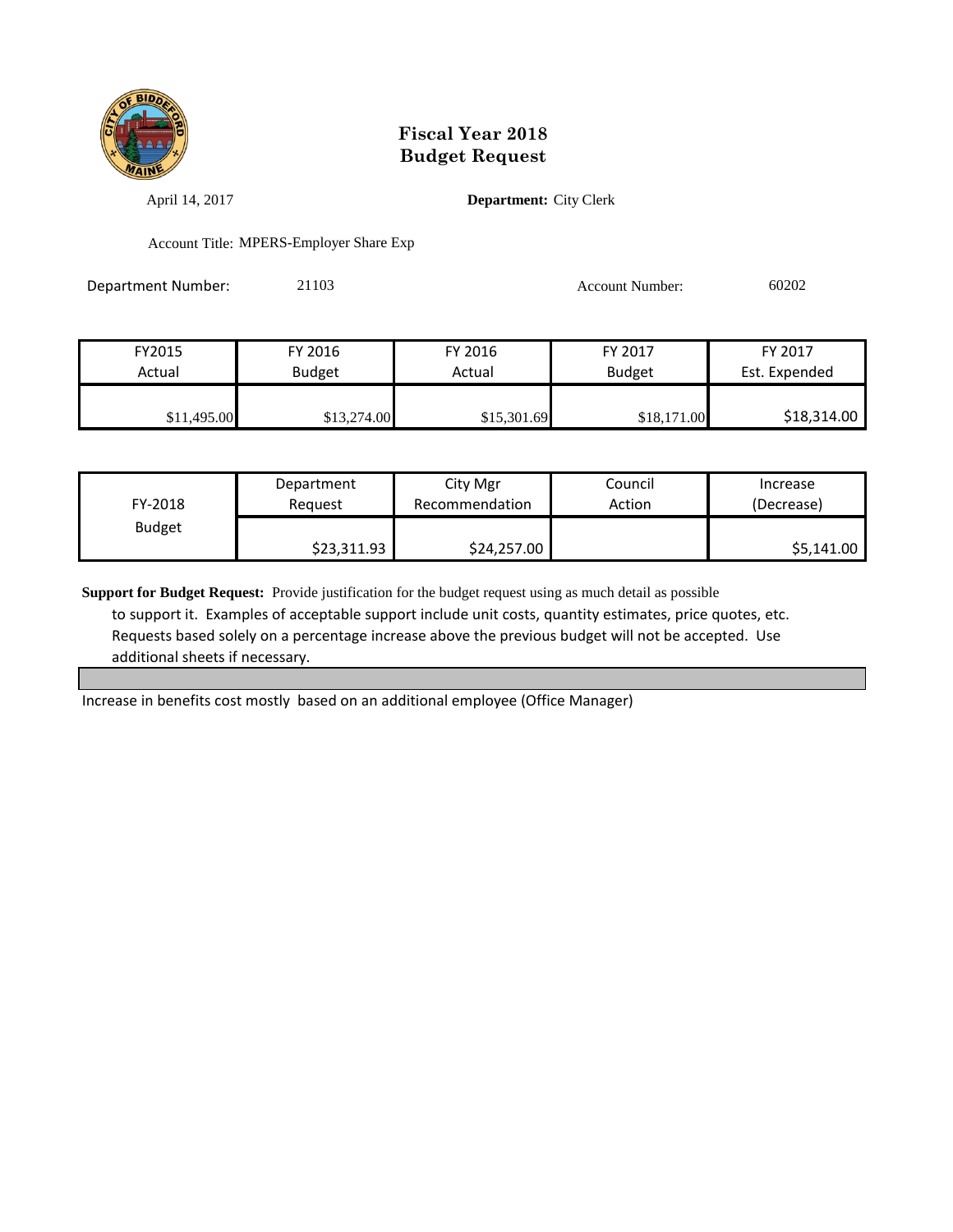# Fiscal Year 2018
# Budget Request

April 14, 2017

**Department:** City Clerk

Account Title: MPERS-Employer Share Exp

Department Number: 21103

Account Number: 60202

| FY2015 Actual | FY 2016 Budget | FY 2016 Actual | FY 2017 Budget | FY 2017 Est. Expended |
|---|---|---|---|---|
| $11,495.00 | $13,274.00 | $15,301.69 | $18,171.00 | $18,314.00 |

| FY-2018 Budget | Department Request | City Mgr Recommendation | Council Action | Increase (Decrease) |
|---|---|---|---|---|
| | $23,311.93 | $24,257.00 | | $5,141.00 |

**Support for Budget Request:** Provide justification for the budget request using as much detail as possible to support it. Examples of acceptable support include unit costs, quantity estimates, price quotes, etc. Requests based solely on a percentage increase above the previous budget will not be accepted. Use additional sheets if necessary.

Increase in benefits cost mostly based on an additional employee (Office Manager)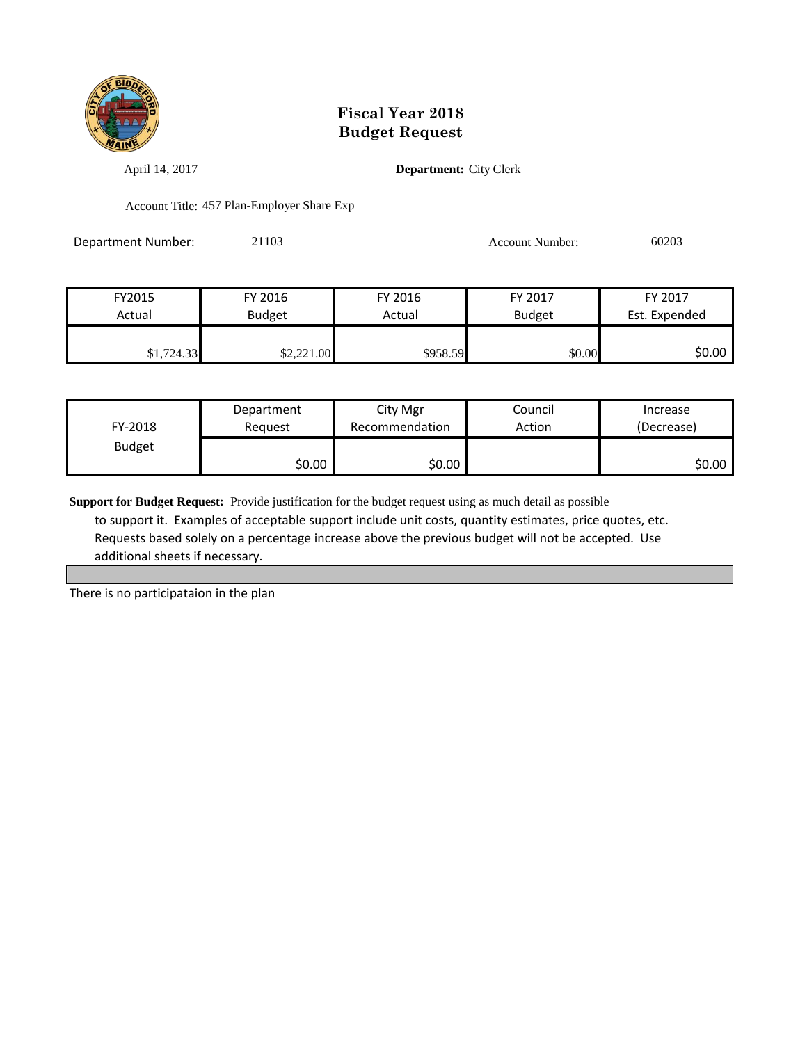# Fiscal Year 2018
# Budget Request

April 14, 2017

**Department:** City Clerk

Account Title: 457 Plan-Employer Share Exp

Department Number: 21103

Account Number: 60203

| FY2015 Actual | FY 2016 Budget | FY 2016 Actual | FY 2017 Budget | FY 2017 Est. Expended |
|---|---|---|---|---|
| $1,724.33 | $2,221.00 | $958.59 | $0.00 | $0.00 |

| FY-2018 Budget | Department Request | City Mgr Recommendation | Council Action | Increase (Decrease) |
|---|---|---|---|---|
| | $0.00 | $0.00 | | $0.00 |

**Support for Budget Request:** Provide justification for the budget request using as much detail as possible to support it. Examples of acceptable support include unit costs, quantity estimates, price quotes, etc. Requests based solely on a percentage increase above the previous budget will not be accepted. Use additional sheets if necessary.

There is no participataion in the plan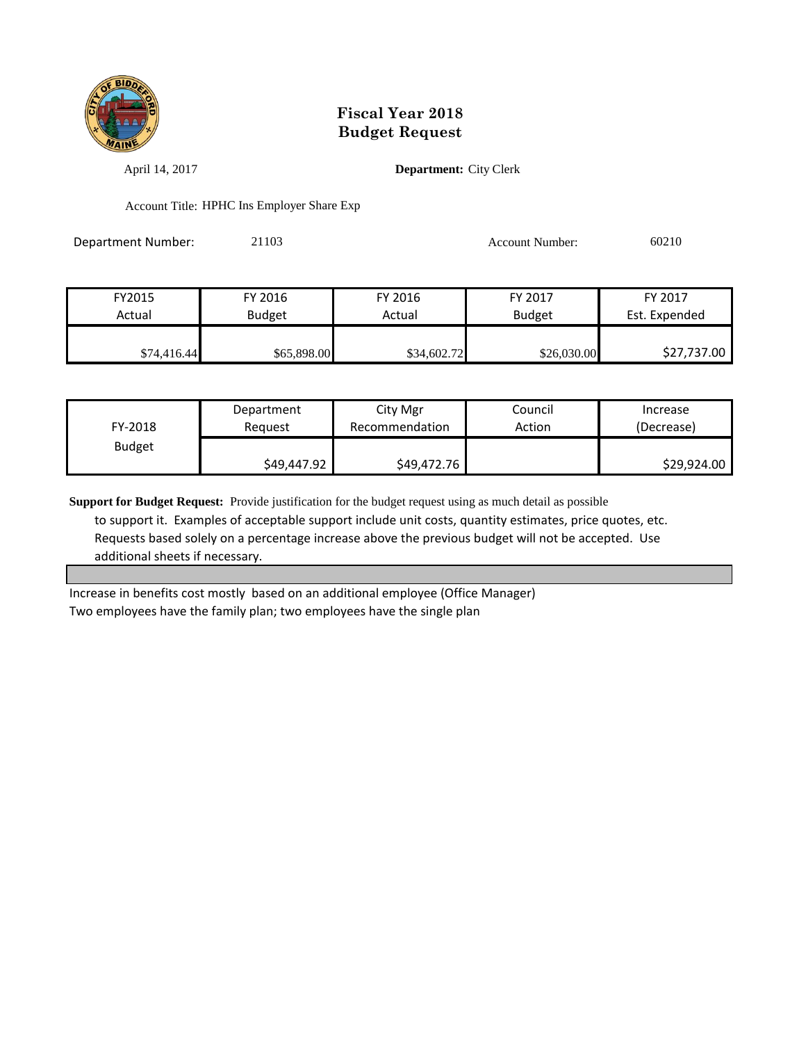# Fiscal Year 2018
# Budget Request

April 14, 2017 **Department:** City Clerk

Account Title: HPHC Ins Employer Share Exp

Department Number: 21103 Account Number: 60210

| FY2015 Actual | FY 2016 Budget | FY 2016 Actual | FY 2017 Budget | FY 2017 Est. Expended |
|---|---|---|---|---|
| $74,416.44 | $65,898.00 | $34,602.72 | $26,030.00 | $27,737.00 |

| FY-2018 Budget | Department Request | City Mgr Recommendation | Council Action | Increase (Decrease) |
|---|---|---|---|---|
| | $49,447.92 | $49,472.76 | | $29,924.00 |

**Support for Budget Request:** Provide justification for the budget request using as much detail as possible to support it. Examples of acceptable support include unit costs, quantity estimates, price quotes, etc. Requests based solely on a percentage increase above the previous budget will not be accepted. Use additional sheets if necessary.

Increase in benefits cost mostly based on an additional employee (Office Manager)
Two employees have the family plan; two employees have the single plan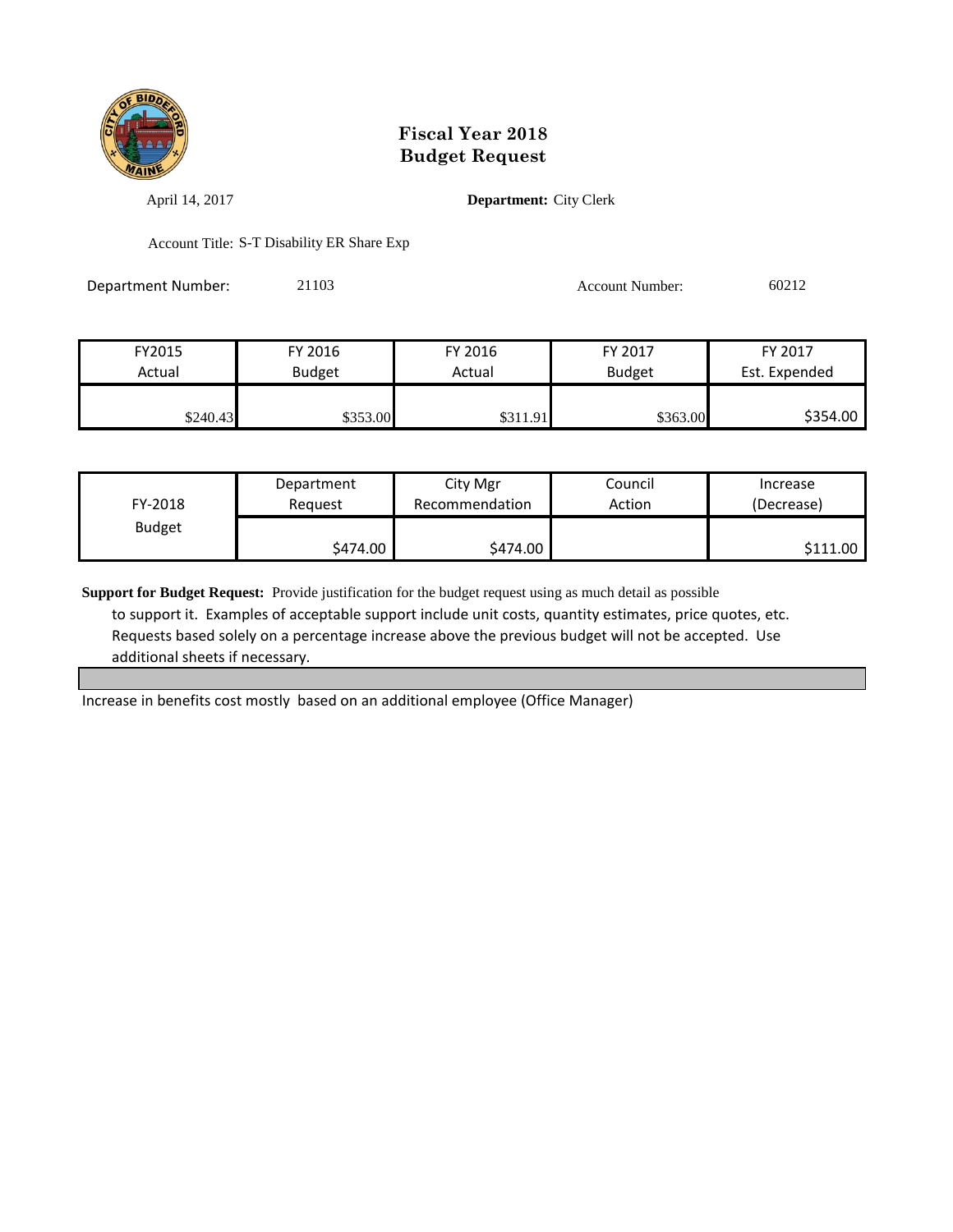# Fiscal Year 2018
# Budget Request

April 14, 2017

**Department:** City Clerk

Account Title: S-T Disability ER Share Exp

Department Number: 21103

Account Number: 60212

| FY2015 Actual | FY 2016 Budget | FY 2016 Actual | FY 2017 Budget | FY 2017 Est. Expended |
|---|---|---|---|---|
| $240.43 | $353.00 | $311.91 | $363.00 | $354.00 |

| FY-2018 Budget | Department Request | City Mgr Recommendation | Council Action | Increase (Decrease) |
|---|---|---|---|---|
| | $474.00 | $474.00 | | $111.00 |

**Support for Budget Request:** Provide justification for the budget request using as much detail as possible to support it. Examples of acceptable support include unit costs, quantity estimates, price quotes, etc. Requests based solely on a percentage increase above the previous budget will not be accepted. Use additional sheets if necessary.

Increase in benefits cost mostly based on an additional employee (Office Manager)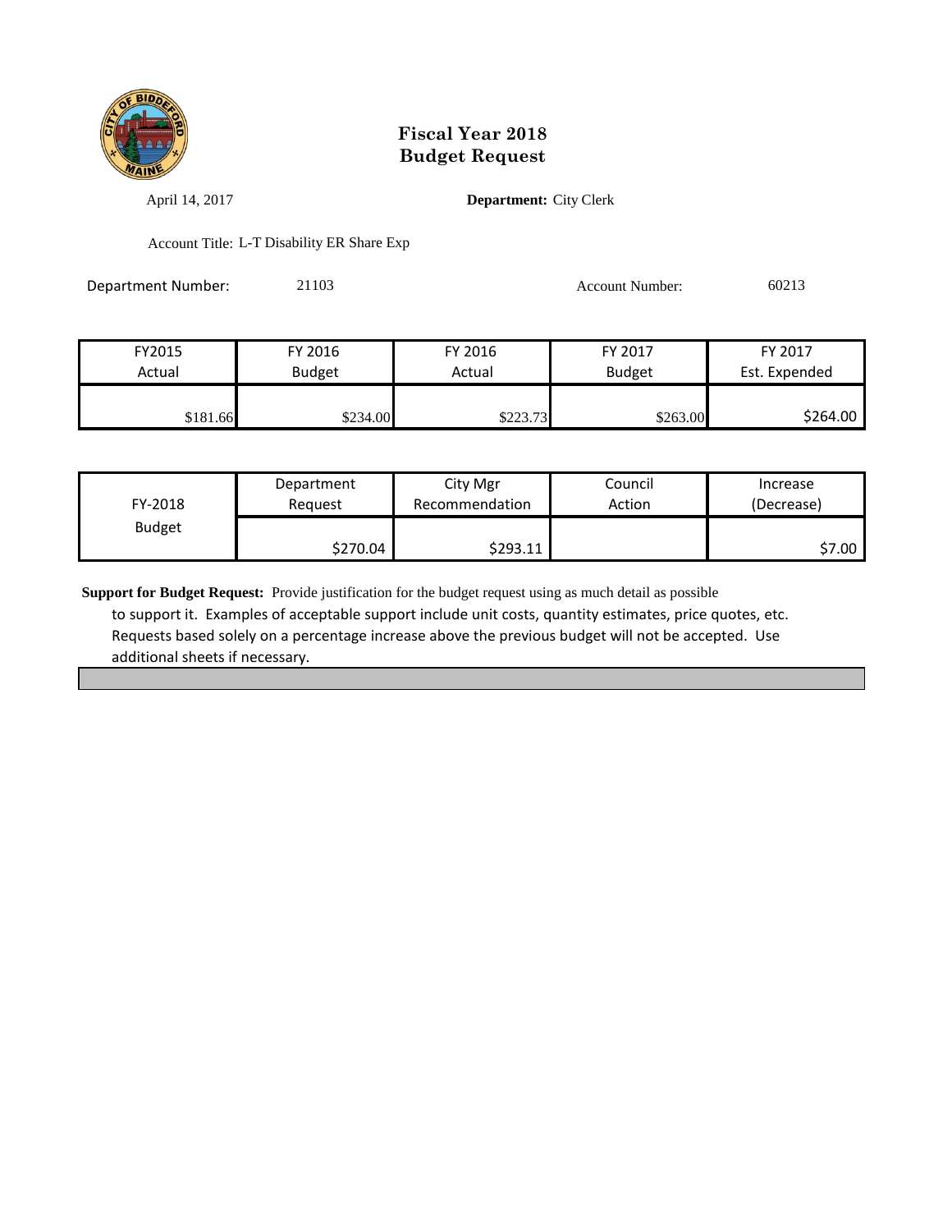# Fiscal Year 2018
# Budget Request

April 14, 2017

**Department:** City Clerk

Account Title: L-T Disability ER Share Exp

Department Number: 21103

Account Number: 60213

| FY2015 Actual | FY 2016 Budget | FY 2016 Actual | FY 2017 Budget | FY 2017 Est. Expended |
|---|---|---|---|---|
| $181.66 | $234.00 | $223.73 | $263.00 | $264.00 |

| FY-2018 Budget | Department Request | City Mgr Recommendation | Council Action | Increase (Decrease) |
|---|---|---|---|---|
| | $270.04 | $293.11 | | $7.00 |

**Support for Budget Request:** Provide justification for the budget request using as much detail as possible to support it. Examples of acceptable support include unit costs, quantity estimates, price quotes, etc. Requests based solely on a percentage increase above the previous budget will not be accepted. Use additional sheets if necessary.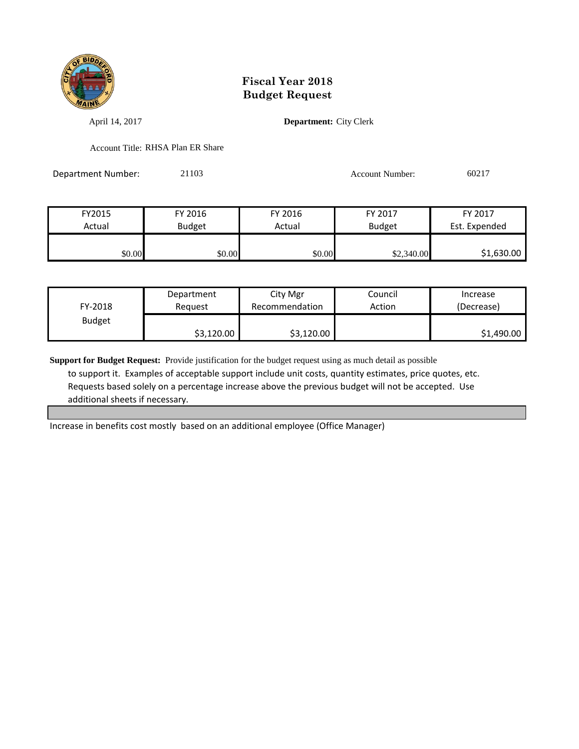# Fiscal Year 2018
# Budget Request

April 14, 2017

**Department:** City Clerk

Account Title: RHSA Plan ER Share

Department Number: 21103

Account Number: 60217

| FY2015 Actual | FY 2016 Budget | FY 2016 Actual | FY 2017 Budget | FY 2017 Est. Expended |
|---|---|---|---|---|
| $0.00 | $0.00 | $0.00 | $2,340.00 | $1,630.00 |

| FY-2018 Budget | Department Request | City Mgr Recommendation | Council Action | Increase (Decrease) |
|---|---|---|---|---|
| | $3,120.00 | $3,120.00 | | $1,490.00 |

**Support for Budget Request:** Provide justification for the budget request using as much detail as possible to support it. Examples of acceptable support include unit costs, quantity estimates, price quotes, etc. Requests based solely on a percentage increase above the previous budget will not be accepted. Use additional sheets if necessary.

Increase in benefits cost mostly based on an additional employee (Office Manager)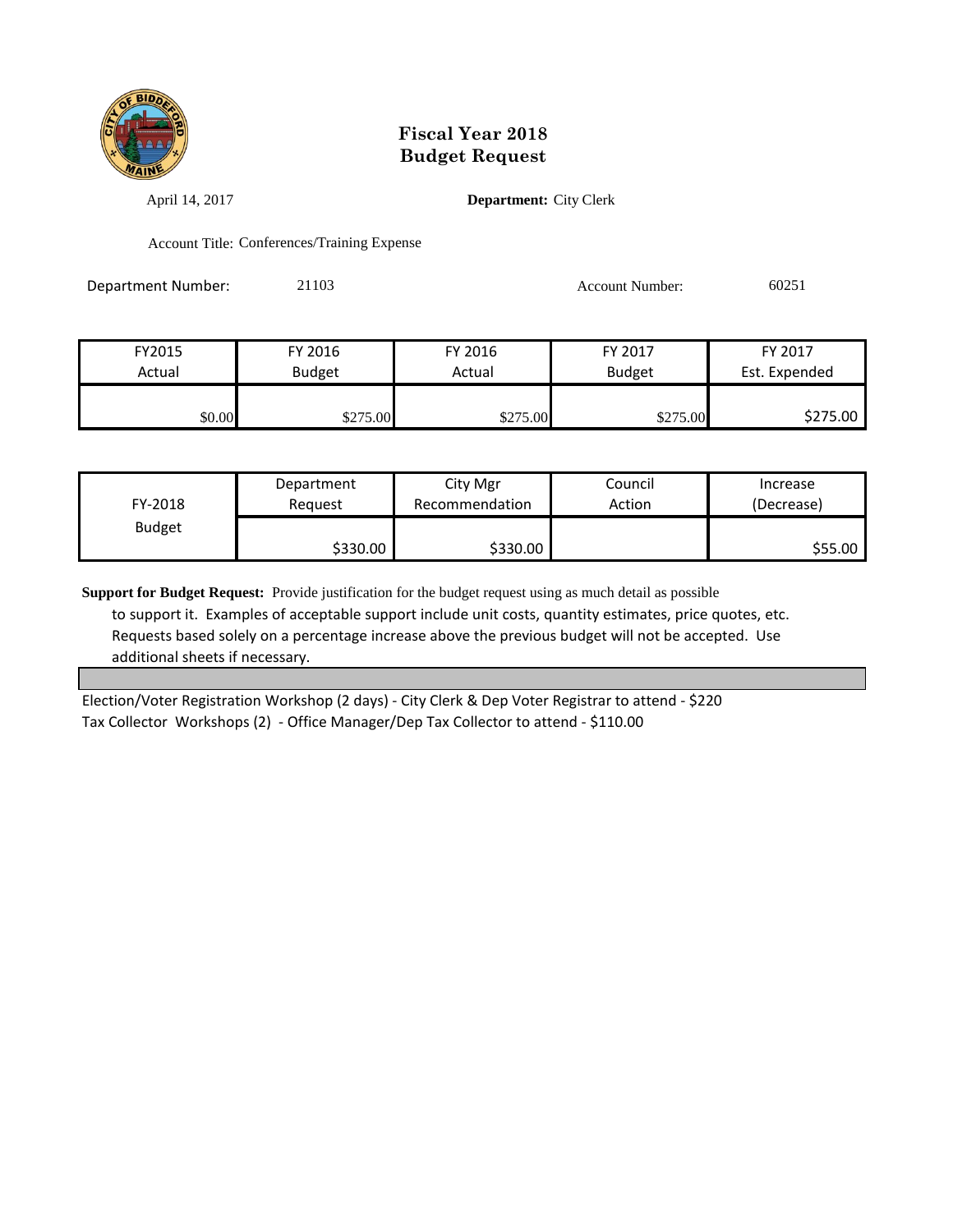# Fiscal Year 2018
# Budget Request

April 14, 2017

**Department:** City Clerk

Account Title: Conferences/Training Expense

Department Number: 21103

Account Number: 60251

| FY2015 Actual | FY 2016 Budget | FY 2016 Actual | FY 2017 Budget | FY 2017 Est. Expended |
|---|---|---|---|---|
| $0.00 | $275.00 | $275.00 | $275.00 | $275.00 |

| FY-2018 Budget | Department Request | City Mgr Recommendation | Council Action | Increase (Decrease) |
|---|---|---|---|---|
| | $330.00 | $330.00 | | $55.00 |

**Support for Budget Request:** Provide justification for the budget request using as much detail as possible to support it. Examples of acceptable support include unit costs, quantity estimates, price quotes, etc. Requests based solely on a percentage increase above the previous budget will not be accepted. Use additional sheets if necessary.

Election/Voter Registration Workshop (2 days) - City Clerk & Dep Voter Registrar to attend - $220

Tax Collector Workshops (2) - Office Manager/Dep Tax Collector to attend - $110.00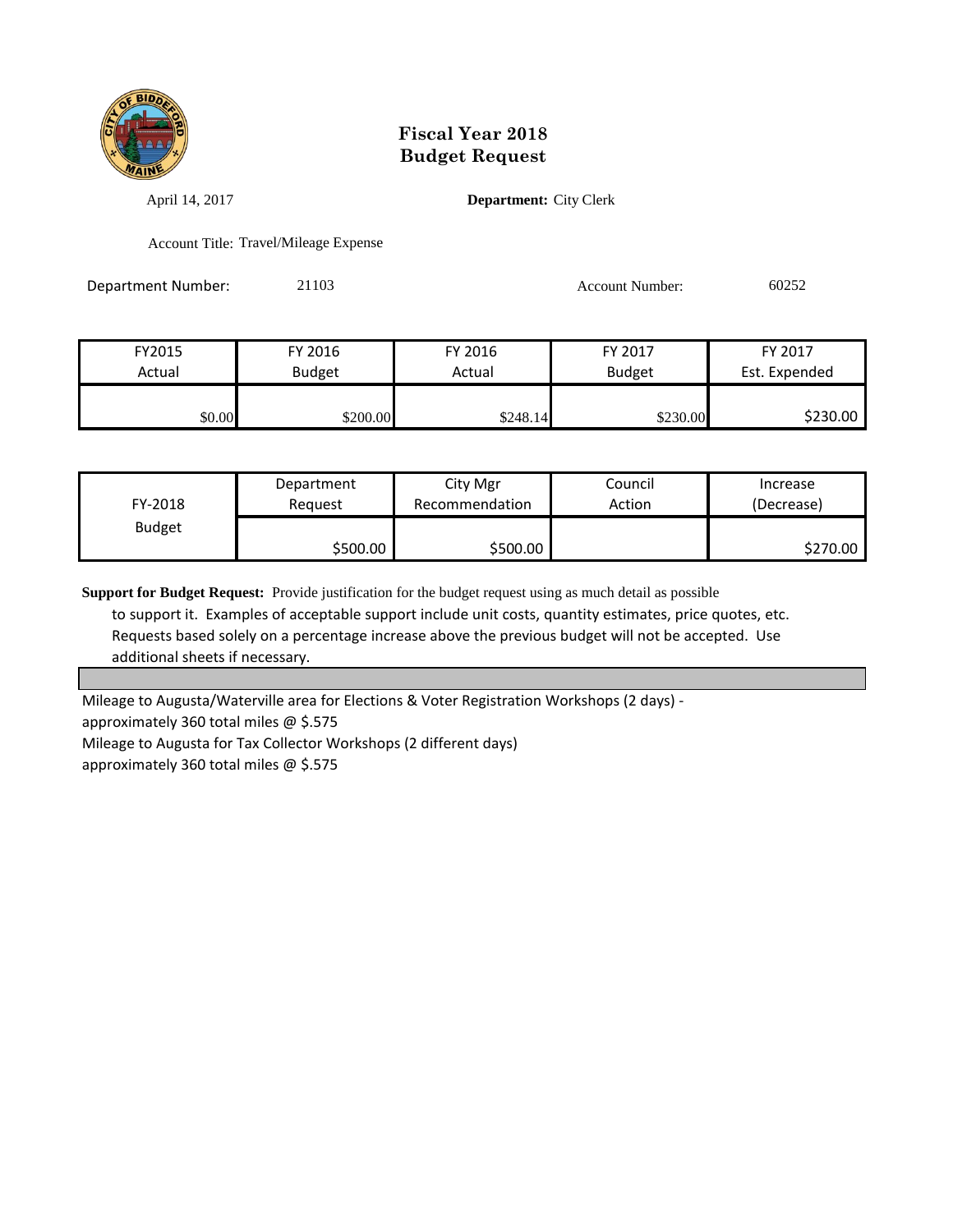# Fiscal Year 2018
# Budget Request

April 14, 2017

**Department:** City Clerk

Account Title: Travel/Mileage Expense

Department Number: 21103

Account Number: 60252

| FY2015 Actual | FY 2016 Budget | FY 2016 Actual | FY 2017 Budget | FY 2017 Est. Expended |
|---|---|---|---|---|
| $0.00 | $200.00 | $248.14 | $230.00 | $230.00 |

| FY-2018 Budget | Department Request | City Mgr Recommendation | Council Action | Increase (Decrease) |
|---|---|---|---|---|
| | $500.00 | $500.00 | | $270.00 |

**Support for Budget Request:** Provide justification for the budget request using as much detail as possible to support it. Examples of acceptable support include unit costs, quantity estimates, price quotes, etc. Requests based solely on a percentage increase above the previous budget will not be accepted. Use additional sheets if necessary.

Mileage to Augusta/Waterville area for Elections & Voter Registration Workshops (2 days) -
approximately 360 total miles @ $.575
Mileage to Augusta for Tax Collector Workshops (2 different days)
approximately 360 total miles @ $.575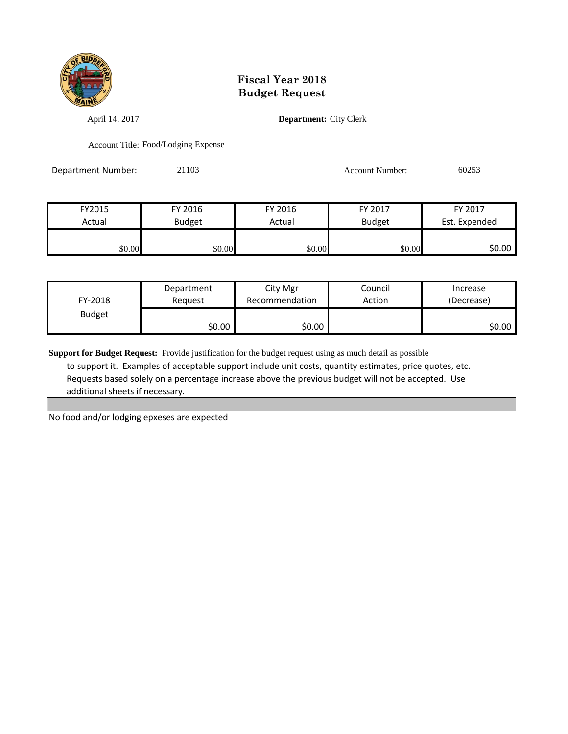# Fiscal Year 2018
# Budget Request

April 14, 2017

**Department:** City Clerk

Account Title: Food/Lodging Expense

Department Number: 21103

Account Number: 60253

| FY2015 Actual | FY 2016 Budget | FY 2016 Actual | FY 2017 Budget | FY 2017 Est. Expended |
|---|---|---|---|---|
| $0.00 | $0.00 | $0.00 | $0.00 | $0.00 |

| FY-2018 Budget | Department Request | City Mgr Recommendation | Council Action | Increase (Decrease) |
|---|---|---|---|---|
| | $0.00 | $0.00 | | $0.00 |

**Support for Budget Request:** Provide justification for the budget request using as much detail as possible to support it. Examples of acceptable support include unit costs, quantity estimates, price quotes, etc. Requests based solely on a percentage increase above the previous budget will not be accepted. Use additional sheets if necessary.

No food and/or lodging epxeses are expected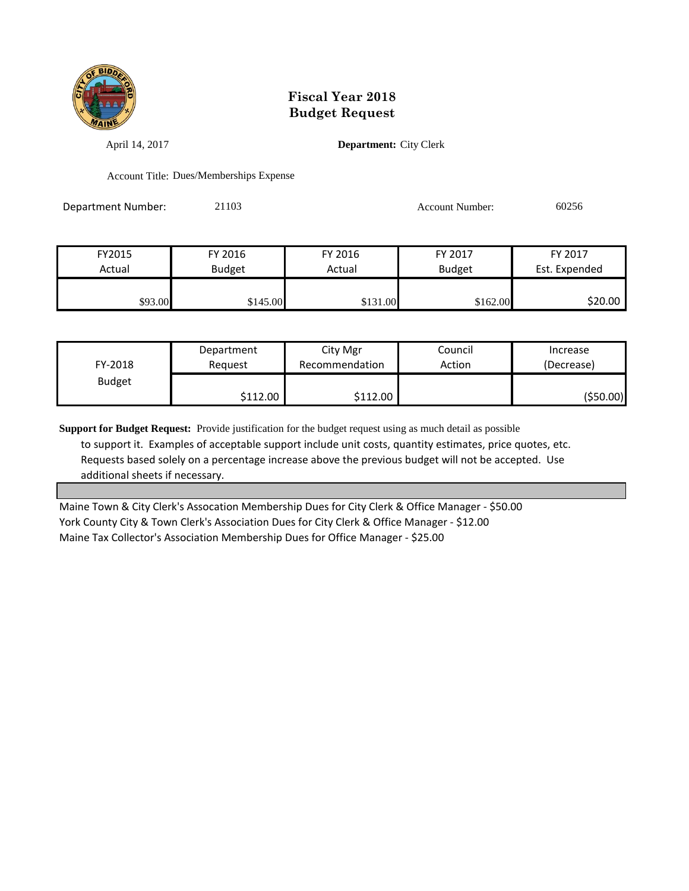# Fiscal Year 2018
# Budget Request

April 14, 2017

**Department:** City Clerk

Account Title: Dues/Memberships Expense

Department Number: 21103

Account Number: 60256

| FY2015 Actual | FY 2016 Budget | FY 2016 Actual | FY 2017 Budget | FY 2017 Est. Expended |
|---|---|---|---|---|
| $93.00 | $145.00 | $131.00 | $162.00 | $20.00 |

| FY-2018 Budget | Department Request | City Mgr Recommendation | Council Action | Increase (Decrease) |
|---|---|---|---|---|
| | $112.00 | $112.00 | | ($50.00) |

**Support for Budget Request:** Provide justification for the budget request using as much detail as possible to support it. Examples of acceptable support include unit costs, quantity estimates, price quotes, etc. Requests based solely on a percentage increase above the previous budget will not be accepted. Use additional sheets if necessary.

Maine Town & City Clerk's Assocation Membership Dues for City Clerk & Office Manager - $50.00
York County City & Town Clerk's Association Dues for City Clerk & Office Manager - $12.00
Maine Tax Collector's Association Membership Dues for Office Manager - $25.00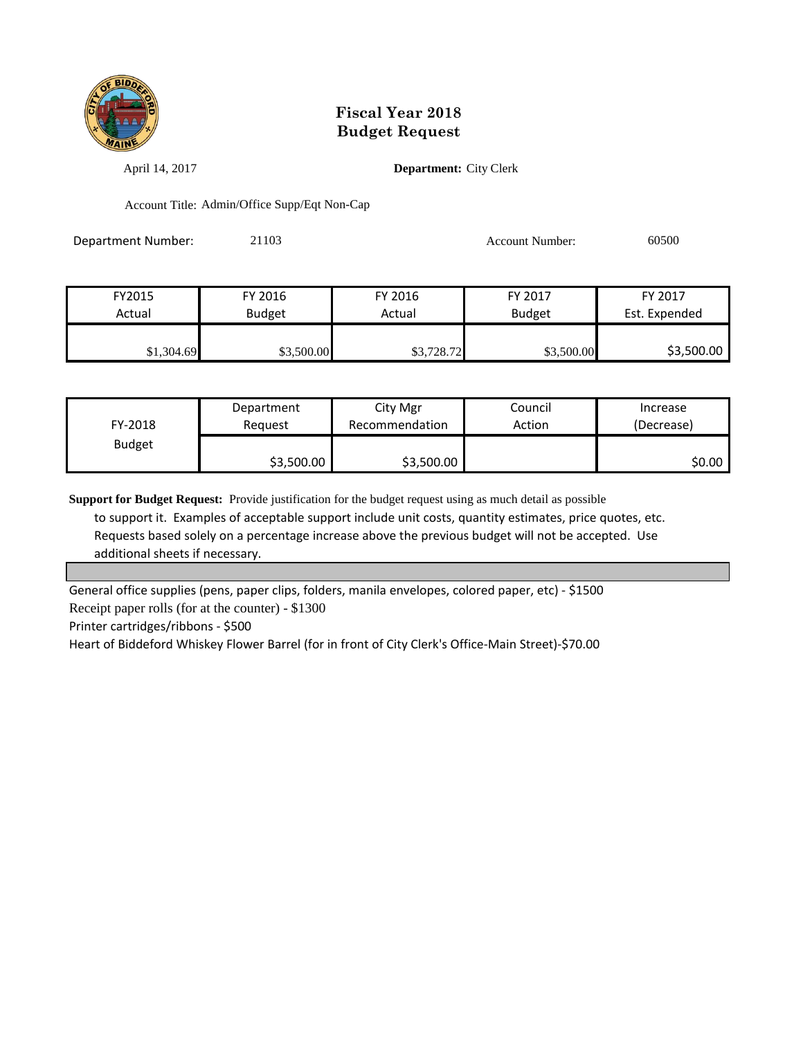# Fiscal Year 2018
# Budget Request

April 14, 2017

**Department:** City Clerk

Account Title: Admin/Office Supp/Eqt Non-Cap

Department Number: 21103

Account Number: 60500

| FY2015 Actual | FY 2016 Budget | FY 2016 Actual | FY 2017 Budget | FY 2017 Est. Expended |
|---|---|---|---|---|
| $1,304.69 | $3,500.00 | $3,728.72 | $3,500.00 | $3,500.00 |

| FY-2018 Budget | Department Request | City Mgr Recommendation | Council Action | Increase (Decrease) |
|---|---|---|---|---|
| | $3,500.00 | $3,500.00 | | $0.00 |

**Support for Budget Request:** Provide justification for the budget request using as much detail as possible to support it. Examples of acceptable support include unit costs, quantity estimates, price quotes, etc. Requests based solely on a percentage increase above the previous budget will not be accepted. Use additional sheets if necessary.

General office supplies (pens, paper clips, folders, manila envelopes, colored paper, etc) - $1500

Receipt paper rolls (for at the counter) - $1300

Printer cartridges/ribbons - $500

Heart of Biddeford Whiskey Flower Barrel (for in front of City Clerk's Office-Main Street)-$70.00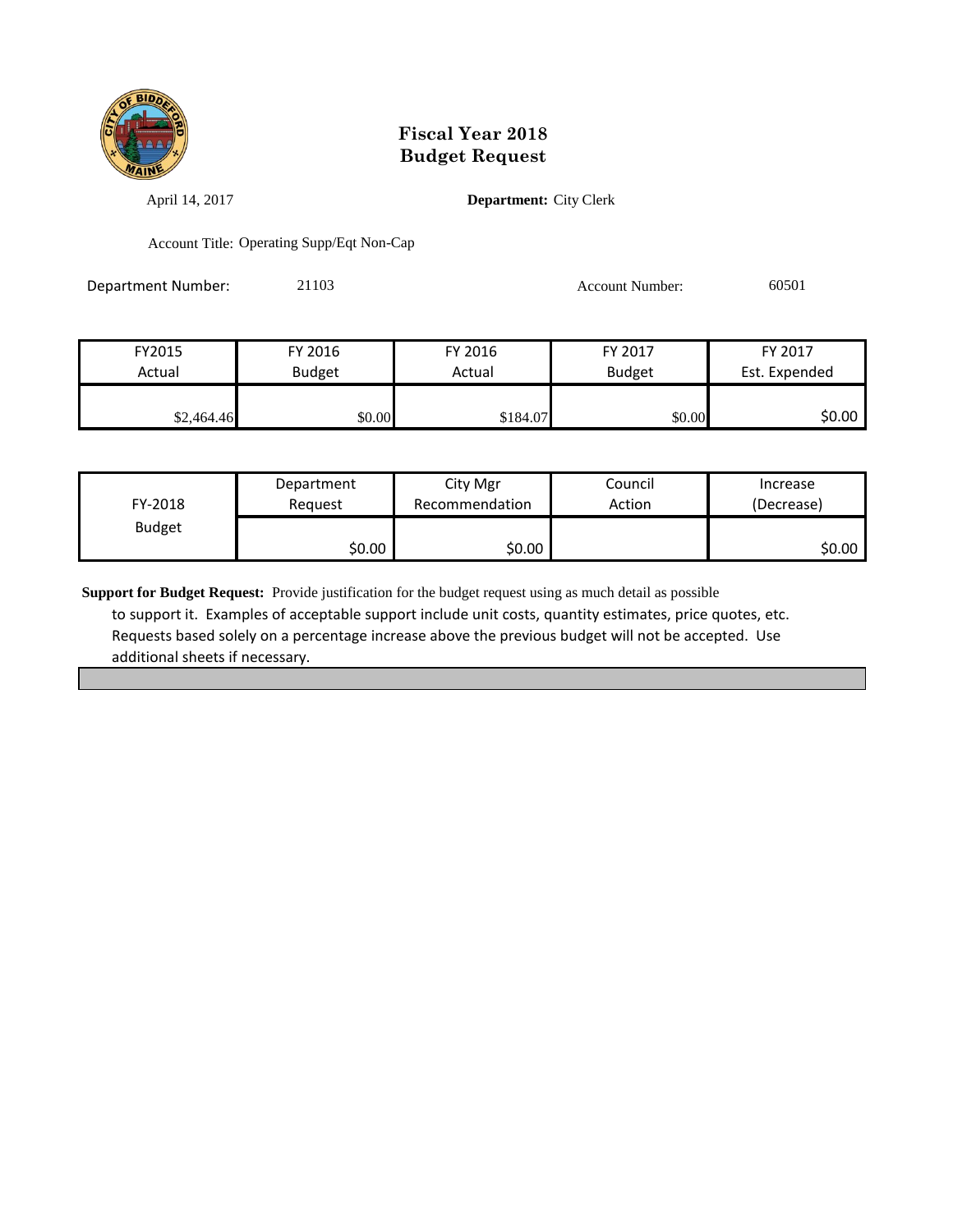# Fiscal Year 2018
# Budget Request

April 14, 2017

**Department:** City Clerk

Account Title: Operating Supp/Eqt Non-Cap

Department Number: 21103

Account Number: 60501

| FY2015 Actual | FY 2016 Budget | FY 2016 Actual | FY 2017 Budget | FY 2017 Est. Expended |
|---|---|---|---|---|
| $2,464.46 | $0.00 | $184.07 | $0.00 | $0.00 |

| FY-2018 Budget | Department Request | City Mgr Recommendation | Council Action | Increase (Decrease) |
|---|---|---|---|---|
| | $0.00 | $0.00 | | $0.00 |

**Support for Budget Request:** Provide justification for the budget request using as much detail as possible to support it. Examples of acceptable support include unit costs, quantity estimates, price quotes, etc. Requests based solely on a percentage increase above the previous budget will not be accepted. Use additional sheets if necessary.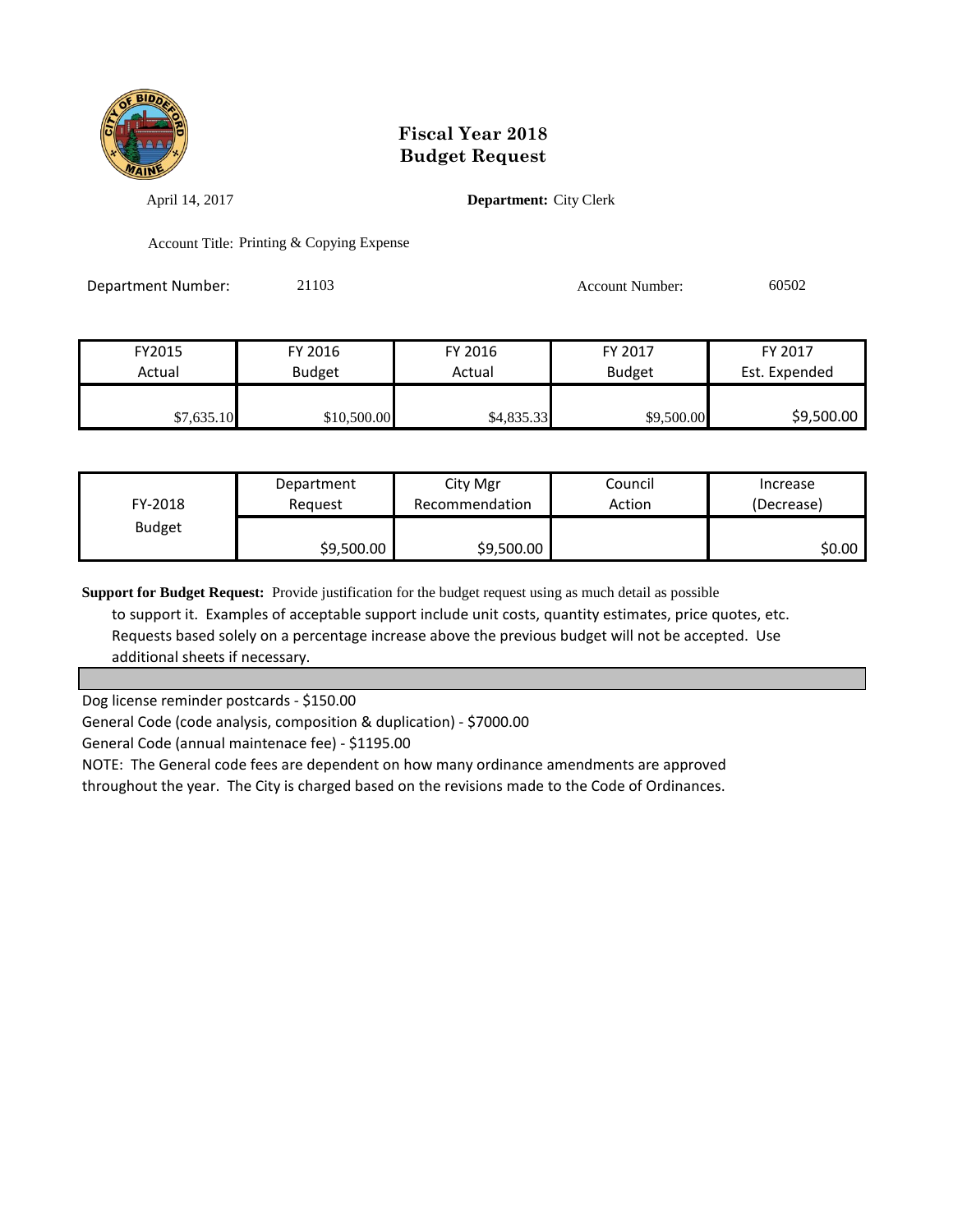# Fiscal Year 2018
# Budget Request

April 14, 2017

**Department:** City Clerk

Account Title: Printing & Copying Expense

Department Number: 21103

Account Number: 60502

| FY2015 Actual | FY 2016 Budget | FY 2016 Actual | FY 2017 Budget | FY 2017 Est. Expended |
|---|---|---|---|---|
| $7,635.10 | $10,500.00 | $4,835.33 | $9,500.00 | $9,500.00 |

| FY-2018 Budget | Department Request | City Mgr Recommendation | Council Action | Increase (Decrease) |
|---|---|---|---|---|
| | $9,500.00 | $9,500.00 | | $0.00 |

**Support for Budget Request:** Provide justification for the budget request using as much detail as possible to support it. Examples of acceptable support include unit costs, quantity estimates, price quotes, etc. Requests based solely on a percentage increase above the previous budget will not be accepted. Use additional sheets if necessary.

Dog license reminder postcards - $150.00

General Code (code analysis, composition & duplication) - $7000.00

General Code (annual maintenace fee) - $1195.00

NOTE: The General code fees are dependent on how many ordinance amendments are approved throughout the year. The City is charged based on the revisions made to the Code of Ordinances.